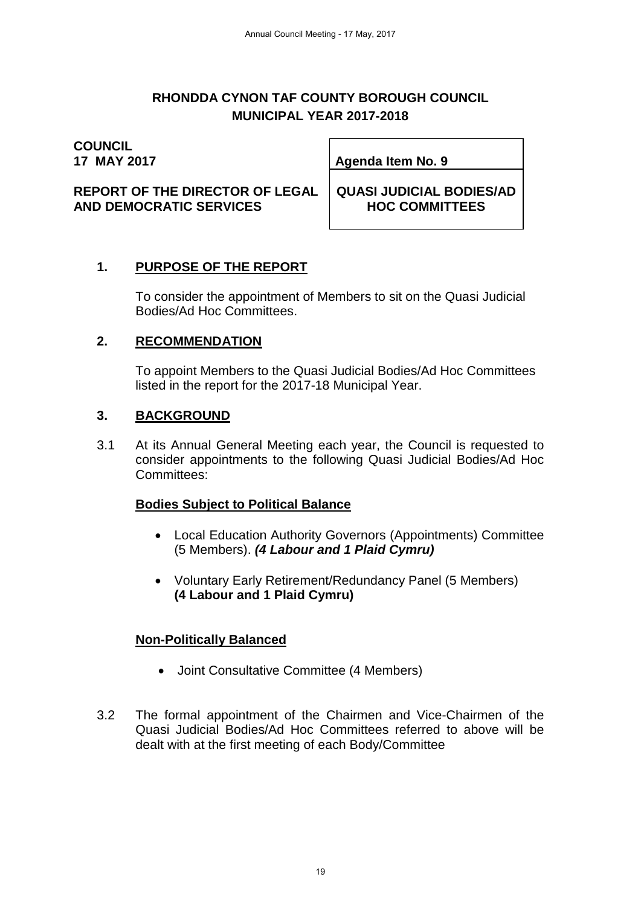# RHONDDA CYNON TAF COUNTY BOROUGH COUNCIL
## MUNICIPAL YEAR 2017-2018

**COUNCIL**
**17 MAY 2017**

**Agenda Item No. 9**

**REPORT OF THE DIRECTOR OF LEGAL AND DEMOCRATIC SERVICES**

**QUASI JUDICIAL BODIES/AD HOC COMMITTEES**

## 1. PURPOSE OF THE REPORT

To consider the appointment of Members to sit on the Quasi Judicial Bodies/Ad Hoc Committees.

## 2. RECOMMENDATION

To appoint Members to the Quasi Judicial Bodies/Ad Hoc Committees listed in the report for the 2017-18 Municipal Year.

## 3. BACKGROUND

3.1 At its Annual General Meeting each year, the Council is requested to consider appointments to the following Quasi Judicial Bodies/Ad Hoc Committees:

**Bodies Subject to Political Balance**

- Local Education Authority Governors (Appointments) Committee (5 Members). ***(4 Labour and 1 Plaid Cymru)***
- Voluntary Early Retirement/Redundancy Panel (5 Members) **(4 Labour and 1 Plaid Cymru)**

**Non-Politically Balanced**

- Joint Consultative Committee (4 Members)

3.2 The formal appointment of the Chairmen and Vice-Chairmen of the Quasi Judicial Bodies/Ad Hoc Committees referred to above will be dealt with at the first meeting of each Body/Committee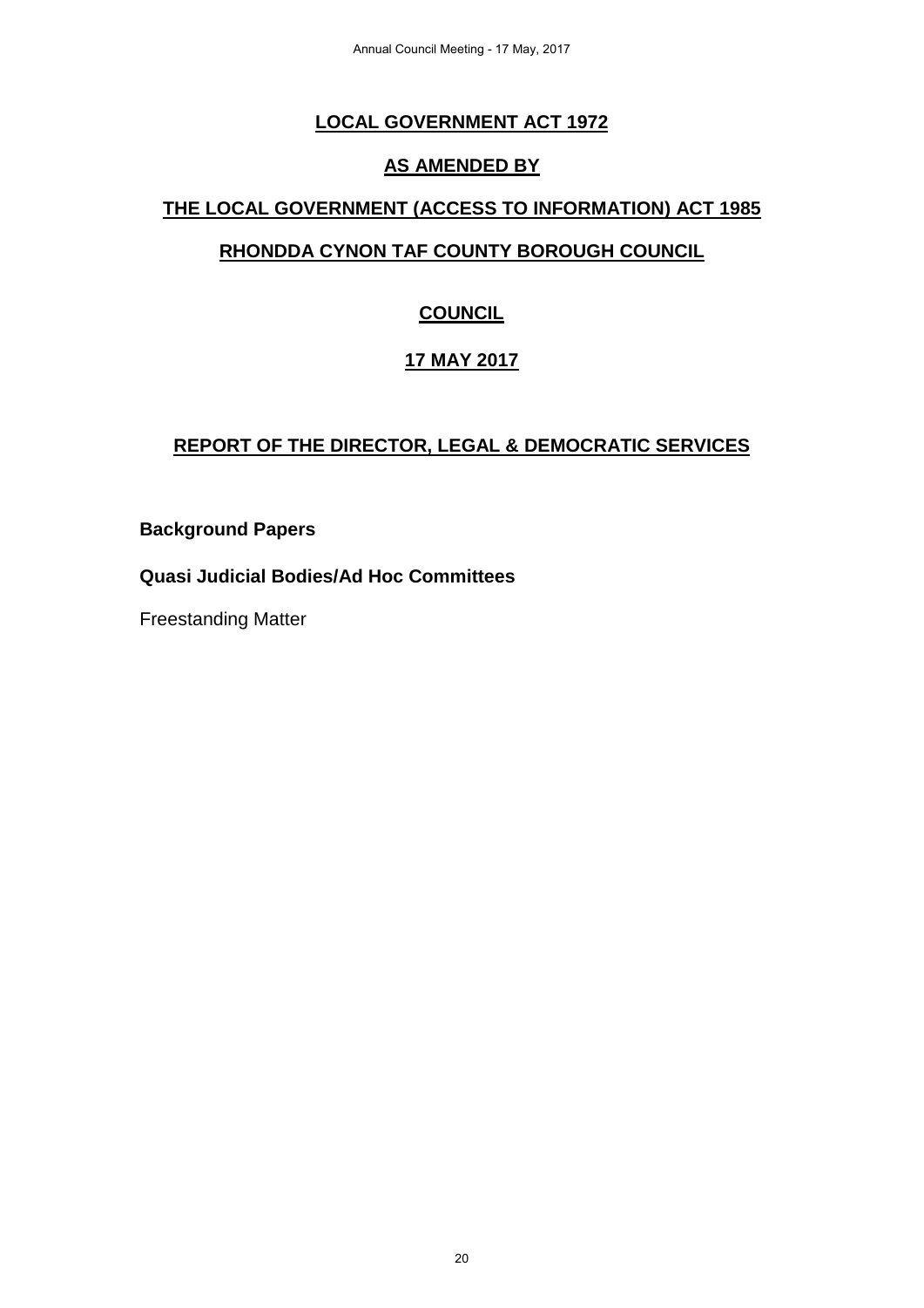# LOCAL GOVERNMENT ACT 1972

## AS AMENDED BY

## THE LOCAL GOVERNMENT (ACCESS TO INFORMATION) ACT 1985

## RHONDDA CYNON TAF COUNTY BOROUGH COUNCIL

## COUNCIL

## 17 MAY 2017

## REPORT OF THE DIRECTOR, LEGAL & DEMOCRATIC SERVICES

**Background Papers**

**Quasi Judicial Bodies/Ad Hoc Committees**

Freestanding Matter